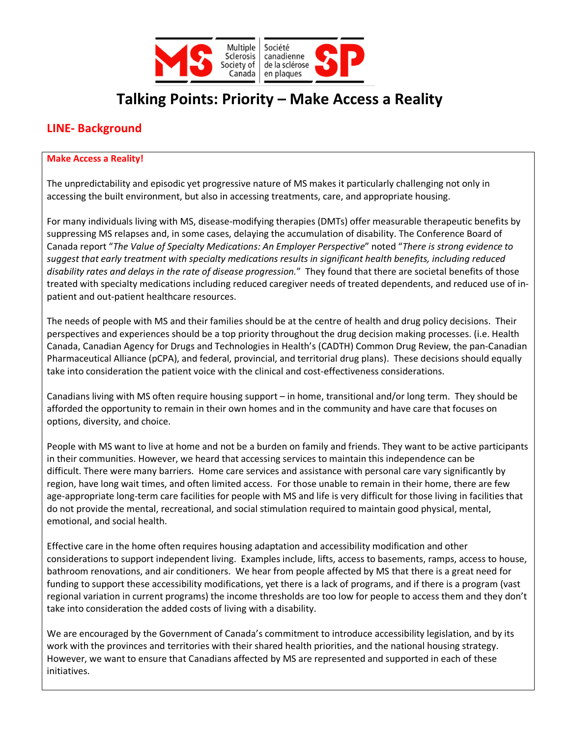# Talking Points: Priority – Make Access a Reality

## LINE- Background

**Make Access a Reality!**

The unpredictability and episodic yet progressive nature of MS makes it particularly challenging not only in accessing the built environment, but also in accessing treatments, care, and appropriate housing.

For many individuals living with MS, disease-modifying therapies (DMTs) offer measurable therapeutic benefits by suppressing MS relapses and, in some cases, delaying the accumulation of disability. The Conference Board of Canada report "*The Value of Specialty Medications: An Employer Perspective*" noted "*There is strong evidence to suggest that early treatment with specialty medications results in significant health benefits, including reduced disability rates and delays in the rate of disease progression.*" They found that there are societal benefits of those treated with specialty medications including reduced caregiver needs of treated dependents, and reduced use of in-patient and out-patient healthcare resources.

The needs of people with MS and their families should be at the centre of health and drug policy decisions. Their perspectives and experiences should be a top priority throughout the drug decision making processes. (i.e. Health Canada, Canadian Agency for Drugs and Technologies in Health's (CADTH) Common Drug Review, the pan-Canadian Pharmaceutical Alliance (pCPA), and federal, provincial, and territorial drug plans). These decisions should equally take into consideration the patient voice with the clinical and cost-effectiveness considerations.

Canadians living with MS often require housing support – in home, transitional and/or long term. They should be afforded the opportunity to remain in their own homes and in the community and have care that focuses on options, diversity, and choice.

People with MS want to live at home and not be a burden on family and friends. They want to be active participants in their communities. However, we heard that accessing services to maintain this independence can be difficult. There were many barriers. Home care services and assistance with personal care vary significantly by region, have long wait times, and often limited access. For those unable to remain in their home, there are few age-appropriate long-term care facilities for people with MS and life is very difficult for those living in facilities that do not provide the mental, recreational, and social stimulation required to maintain good physical, mental, emotional, and social health.

Effective care in the home often requires housing adaptation and accessibility modification and other considerations to support independent living. Examples include, lifts, access to basements, ramps, access to house, bathroom renovations, and air conditioners. We hear from people affected by MS that there is a great need for funding to support these accessibility modifications, yet there is a lack of programs, and if there is a program (vast regional variation in current programs) the income thresholds are too low for people to access them and they don't take into consideration the added costs of living with a disability.

We are encouraged by the Government of Canada's commitment to introduce accessibility legislation, and by its work with the provinces and territories with their shared health priorities, and the national housing strategy. However, we want to ensure that Canadians affected by MS are represented and supported in each of these initiatives.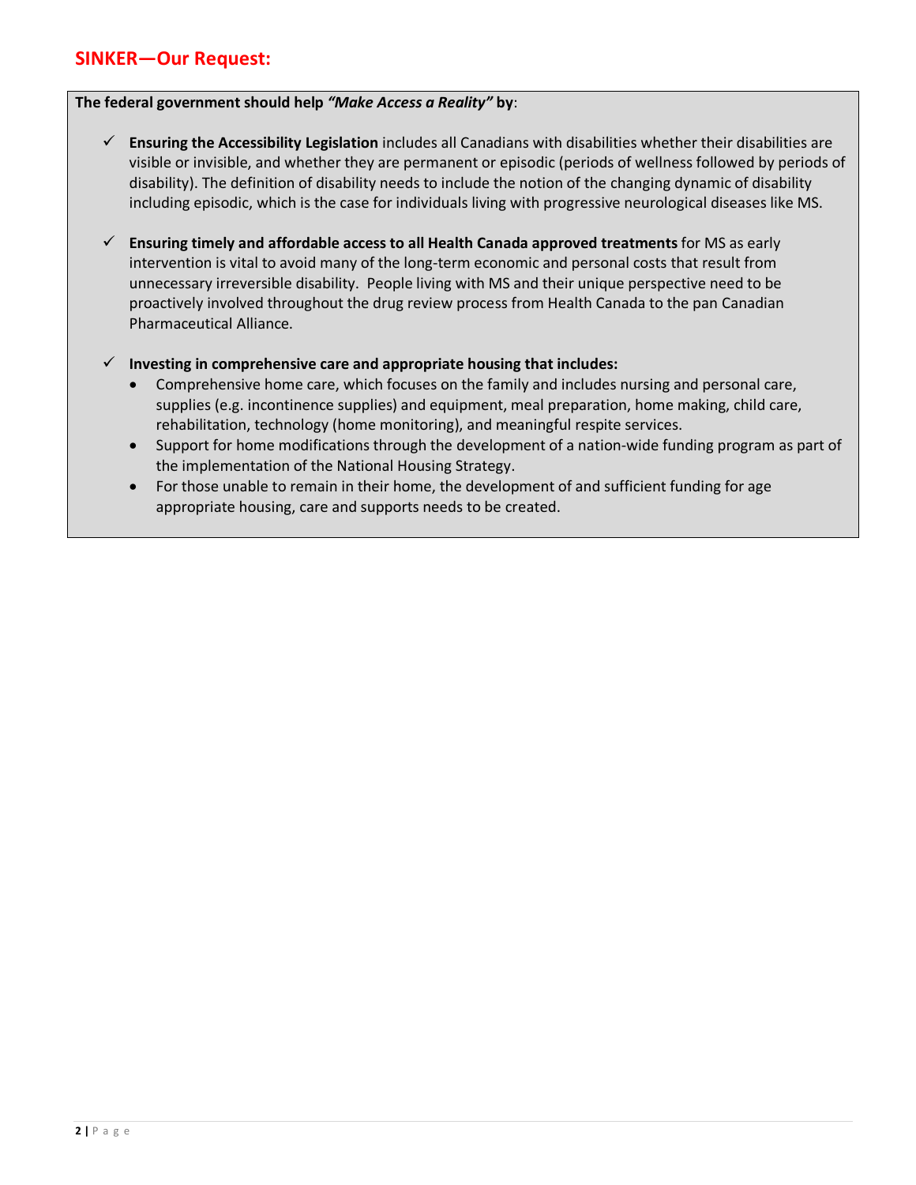## SINKER—Our Request:

**The federal government should help *"Make Access a Reality"* by**:

- ✓ **Ensuring the Accessibility Legislation** includes all Canadians with disabilities whether their disabilities are visible or invisible, and whether they are permanent or episodic (periods of wellness followed by periods of disability). The definition of disability needs to include the notion of the changing dynamic of disability including episodic, which is the case for individuals living with progressive neurological diseases like MS.

- ✓ **Ensuring timely and affordable access to all Health Canada approved treatments** for MS as early intervention is vital to avoid many of the long-term economic and personal costs that result from unnecessary irreversible disability. People living with MS and their unique perspective need to be proactively involved throughout the drug review process from Health Canada to the pan Canadian Pharmaceutical Alliance.

- ✓ **Investing in comprehensive care and appropriate housing that includes:**
  - Comprehensive home care, which focuses on the family and includes nursing and personal care, supplies (e.g. incontinence supplies) and equipment, meal preparation, home making, child care, rehabilitation, technology (home monitoring), and meaningful respite services.
  - Support for home modifications through the development of a nation-wide funding program as part of the implementation of the National Housing Strategy.
  - For those unable to remain in their home, the development of and sufficient funding for age appropriate housing, care and supports needs to be created.